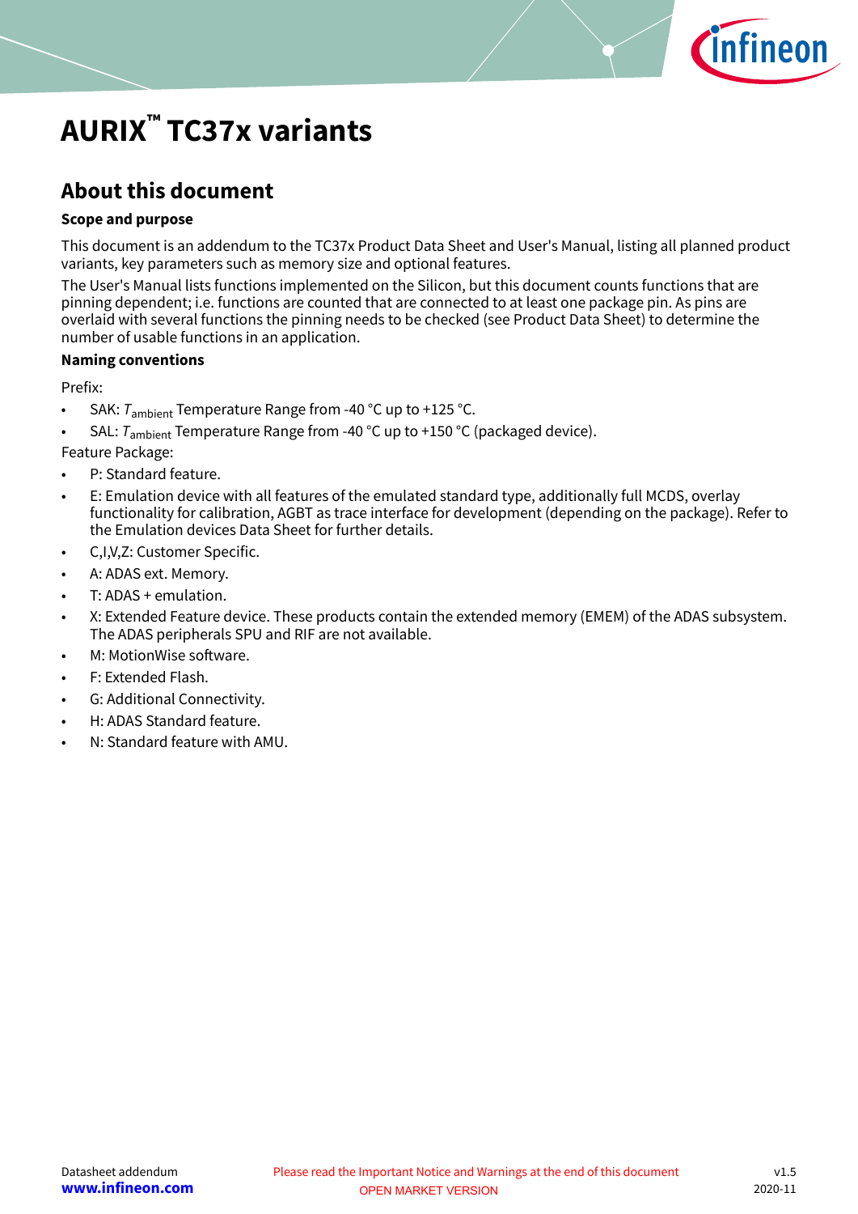# AURIX™ TC37x variants

## About this document

### Scope and purpose

This document is an addendum to the TC37x Product Data Sheet and User's Manual, listing all planned product variants, key parameters such as memory size and optional features.

The User's Manual lists functions implemented on the Silicon, but this document counts functions that are pinning dependent; i.e. functions are counted that are connected to at least one package pin. As pins are overlaid with several functions the pinning needs to be checked (see Product Data Sheet) to determine the number of usable functions in an application.

### Naming conventions

Prefix:

- SAK: $T_{ambient}$ Temperature Range from -40 °C up to +125 °C.
- SAL: $T_{ambient}$ Temperature Range from -40 °C up to +150 °C (packaged device).

Feature Package:

- P: Standard feature.
- E: Emulation device with all features of the emulated standard type, additionally full MCDS, overlay functionality for calibration, AGBT as trace interface for development (depending on the package). Refer to the Emulation devices Data Sheet for further details.
- C,I,V,Z: Customer Specific.
- A: ADAS ext. Memory.
- T: ADAS + emulation.
- X: Extended Feature device. These products contain the extended memory (EMEM) of the ADAS subsystem. The ADAS peripherals SPU and RIF are not available.
- M: MotionWise software.
- F: Extended Flash.
- G: Additional Connectivity.
- H: ADAS Standard feature.
- N: Standard feature with AMU.

Datasheet addendum
www.infineon.com

Please read the Important Notice and Warnings at the end of this document
OPEN MARKET VERSION

v1.5
2020-11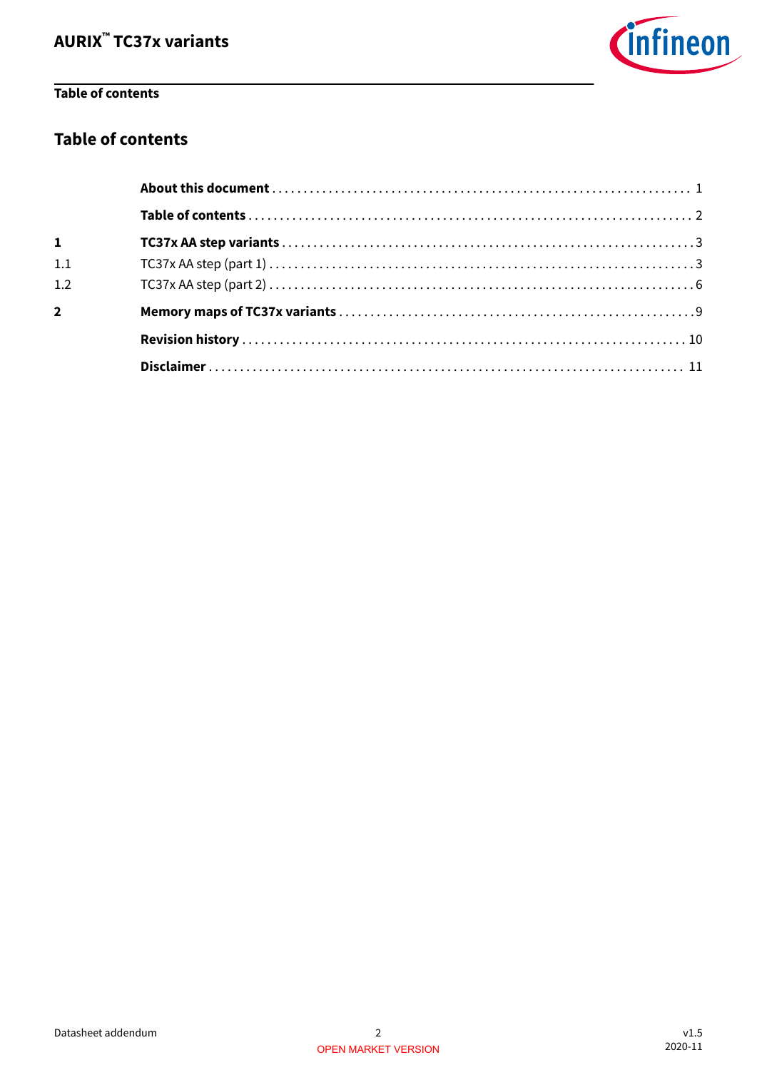# Table of contents

| | | |
|---|---|---|
| | **About this document** | 1 |
| | **Table of contents** | 2 |
| **1** | **TC37x AA step variants** | 3 |
| 1.1 | TC37x AA step (part 1) | 3 |
| 1.2 | TC37x AA step (part 2) | 6 |
| **2** | **Memory maps of TC37x variants** | 9 |
| | **Revision history** | 10 |
| | **Disclaimer** | 11 |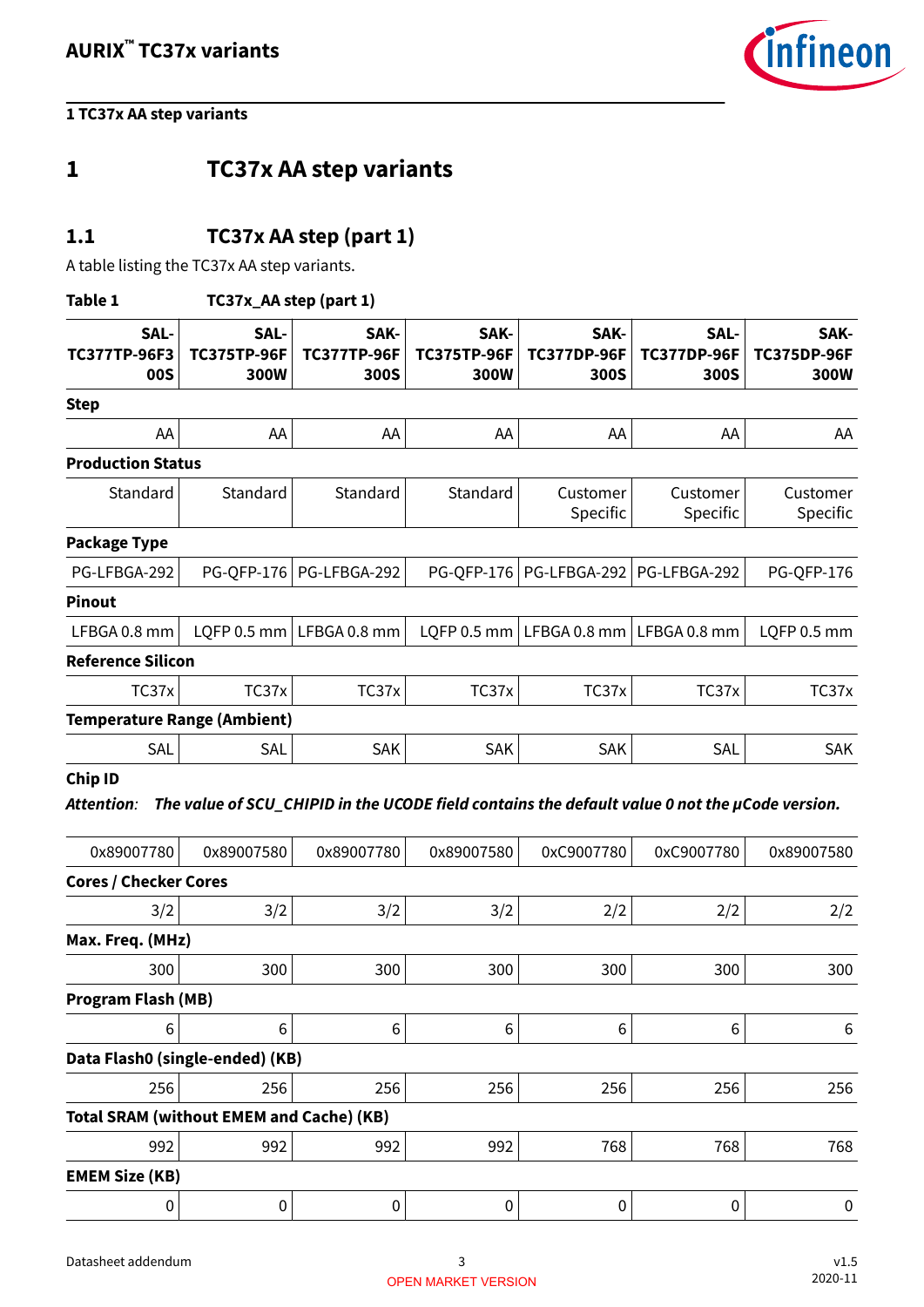# 1 TC37x AA step variants

## 1.1 TC37x AA step (part 1)

A table listing the TC37x AA step variants.

**Table 1 TC37x_AA step (part 1)**

| SAL-TC377TP-96F300S | SAL-TC375TP-96F300W | SAK-TC377TP-96F300S | SAK-TC375TP-96F300W | SAK-TC377DP-96F300S | SAL-TC377DP-96F300S | SAK-TC375DP-96F300W |
|---|---|---|---|---|---|---|
| **Step** | | | | | | |
| AA | AA | AA | AA | AA | AA | AA |
| **Production Status** | | | | | | |
| Standard | Standard | Standard | Standard | Customer Specific | Customer Specific | Customer Specific |
| **Package Type** | | | | | | |
| PG-LFBGA-292 | PG-QFP-176 | PG-LFBGA-292 | PG-QFP-176 | PG-LFBGA-292 | PG-LFBGA-292 | PG-QFP-176 |
| **Pinout** | | | | | | |
| LFBGA 0.8 mm | LQFP 0.5 mm | LFBGA 0.8 mm | LQFP 0.5 mm | LFBGA 0.8 mm | LFBGA 0.8 mm | LQFP 0.5 mm |
| **Reference Silicon** | | | | | | |
| TC37x | TC37x | TC37x | TC37x | TC37x | TC37x | TC37x |
| **Temperature Range (Ambient)** | | | | | | |
| SAL | SAL | SAK | SAK | SAK | SAL | SAK |
| **Chip ID** *Attention: The value of SCU_CHIPID in the UCODE field contains the default value 0 not the µCode version.* | | | | | | |
| 0x89007780 | 0x89007580 | 0x89007780 | 0x89007580 | 0xC9007780 | 0xC9007780 | 0x89007580 |
| **Cores / Checker Cores** | | | | | | |
| 3/2 | 3/2 | 3/2 | 3/2 | 2/2 | 2/2 | 2/2 |
| **Max. Freq. (MHz)** | | | | | | |
| 300 | 300 | 300 | 300 | 300 | 300 | 300 |
| **Program Flash (MB)** | | | | | | |
| 6 | 6 | 6 | 6 | 6 | 6 | 6 |
| **Data Flash0 (single-ended) (KB)** | | | | | | |
| 256 | 256 | 256 | 256 | 256 | 256 | 256 |
| **Total SRAM (without EMEM and Cache) (KB)** | | | | | | |
| 992 | 992 | 992 | 992 | 768 | 768 | 768 |
| **EMEM Size (KB)** | | | | | | |
| 0 | 0 | 0 | 0 | 0 | 0 | 0 |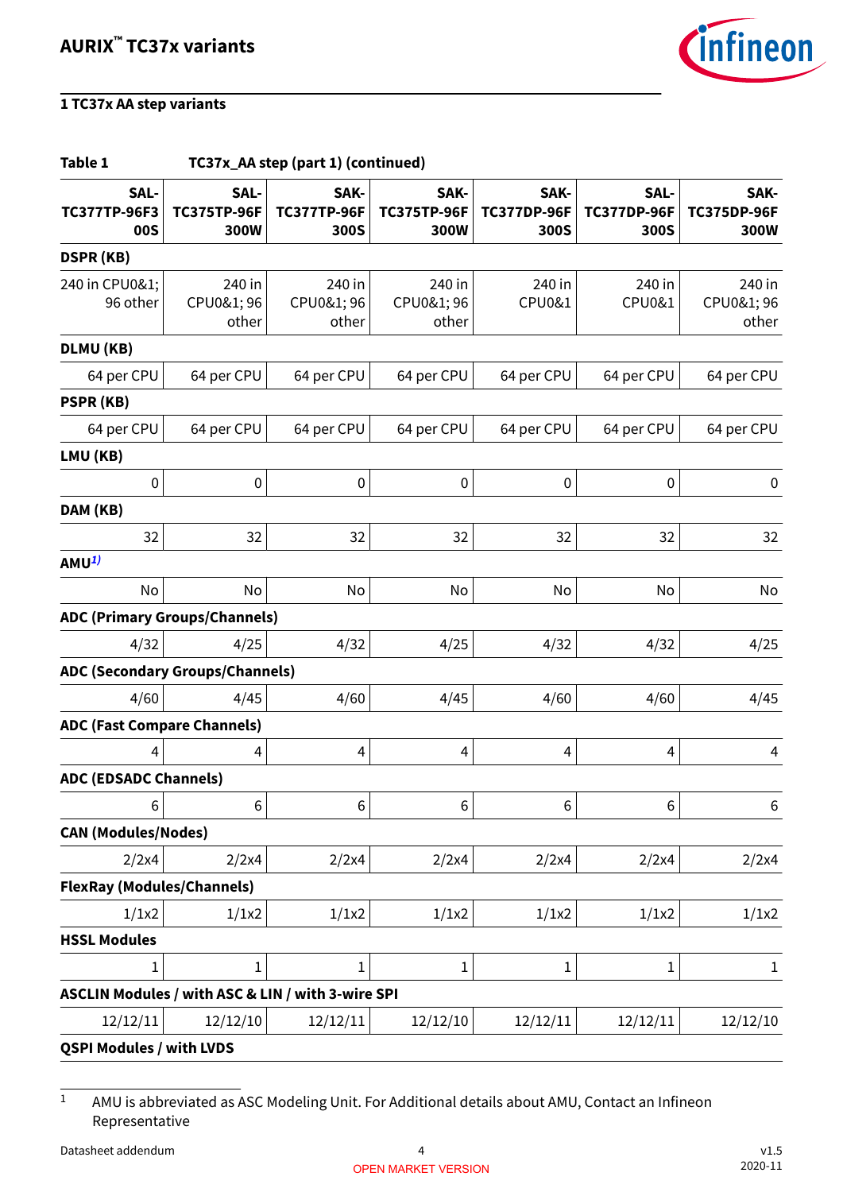## 1 TC37x AA step variants

**Table 1 TC37x_AA step (part 1) (continued)**

| SAL-TC377TP-96F300S | SAL-TC375TP-96F300W | SAK-TC377TP-96F300S | SAK-TC375TP-96F300W | SAK-TC377DP-96F300S | SAL-TC377DP-96F300S | SAK-TC375DP-96F300W |
|---|---|---|---|---|---|---|
| **DSPR (KB)** | | | | | | |
| 240 in CPU0&1; 96 other | 240 in CPU0&1; 96 other | 240 in CPU0&1; 96 other | 240 in CPU0&1; 96 other | 240 in CPU0&1 | 240 in CPU0&1 | 240 in CPU0&1; 96 other |
| **DLMU (KB)** | | | | | | |
| 64 per CPU | 64 per CPU | 64 per CPU | 64 per CPU | 64 per CPU | 64 per CPU | 64 per CPU |
| **PSPR (KB)** | | | | | | |
| 64 per CPU | 64 per CPU | 64 per CPU | 64 per CPU | 64 per CPU | 64 per CPU | 64 per CPU |
| **LMU (KB)** | | | | | | |
| 0 | 0 | 0 | 0 | 0 | 0 | 0 |
| **DAM (KB)** | | | | | | |
| 32 | 32 | 32 | 32 | 32 | 32 | 32 |
| **AMU[1]** | | | | | | |
| No | No | No | No | No | No | No |
| **ADC (Primary Groups/Channels)** | | | | | | |
| 4/32 | 4/25 | 4/32 | 4/25 | 4/32 | 4/32 | 4/25 |
| **ADC (Secondary Groups/Channels)** | | | | | | |
| 4/60 | 4/45 | 4/60 | 4/45 | 4/60 | 4/60 | 4/45 |
| **ADC (Fast Compare Channels)** | | | | | | |
| 4 | 4 | 4 | 4 | 4 | 4 | 4 |
| **ADC (EDSADC Channels)** | | | | | | |
| 6 | 6 | 6 | 6 | 6 | 6 | 6 |
| **CAN (Modules/Nodes)** | | | | | | |
| 2/2x4 | 2/2x4 | 2/2x4 | 2/2x4 | 2/2x4 | 2/2x4 | 2/2x4 |
| **FlexRay (Modules/Channels)** | | | | | | |
| 1/1x2 | 1/1x2 | 1/1x2 | 1/1x2 | 1/1x2 | 1/1x2 | 1/1x2 |
| **HSSL Modules** | | | | | | |
| 1 | 1 | 1 | 1 | 1 | 1 | 1 |
| **ASCLIN Modules / with ASC & LIN / with 3-wire SPI** | | | | | | |
| 12/12/11 | 12/12/10 | 12/12/11 | 12/12/10 | 12/12/11 | 12/12/11 | 12/12/10 |
| **QSPI Modules / with LVDS** | | | | | | |

[1] AMU is abbreviated as ASC Modeling Unit. For Additional details about AMU, Contact an Infineon Representative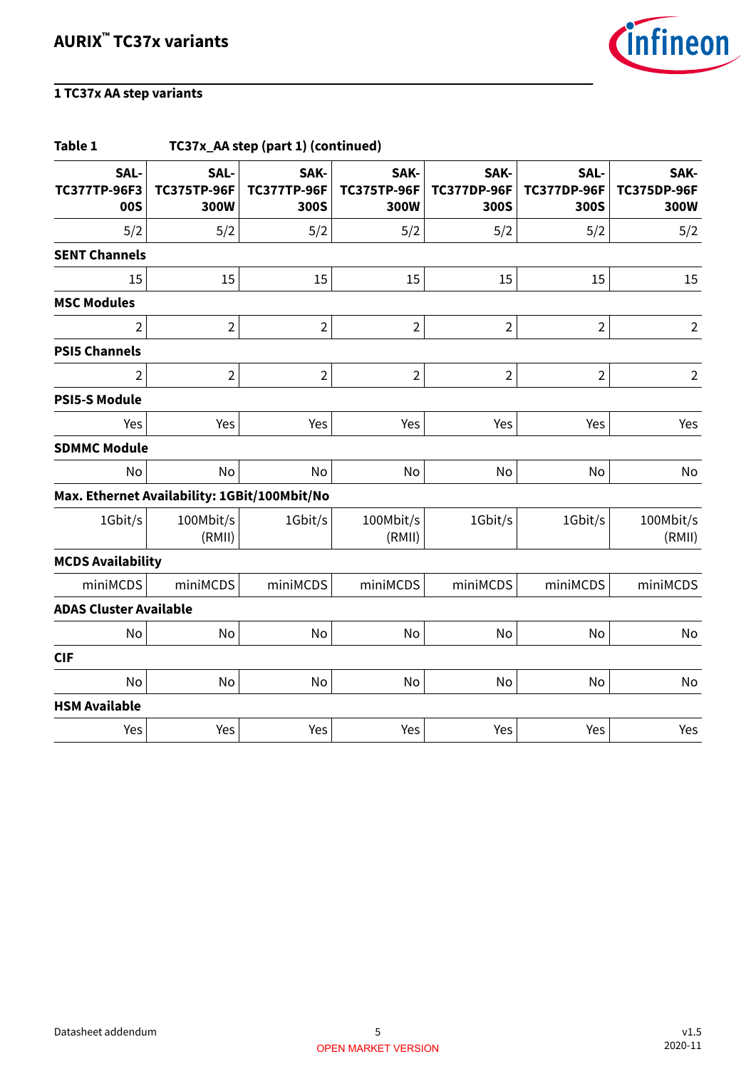## 1 TC37x AA step variants

**Table 1 TC37x_AA step (part 1) (continued)**

| SAL-TC377TP-96F300S | SAL-TC375TP-96F300W | SAK-TC377TP-96F300S | SAK-TC375TP-96F300W | SAK-TC377DP-96F300S | SAL-TC377DP-96F300S | SAK-TC375DP-96F300W |
|---|---|---|---|---|---|---|
| 5/2 | 5/2 | 5/2 | 5/2 | 5/2 | 5/2 | 5/2 |
| **SENT Channels** | | | | | | |
| 15 | 15 | 15 | 15 | 15 | 15 | 15 |
| **MSC Modules** | | | | | | |
| 2 | 2 | 2 | 2 | 2 | 2 | 2 |
| **PSI5 Channels** | | | | | | |
| 2 | 2 | 2 | 2 | 2 | 2 | 2 |
| **PSI5-S Module** | | | | | | |
| Yes | Yes | Yes | Yes | Yes | Yes | Yes |
| **SDMMC Module** | | | | | | |
| No | No | No | No | No | No | No |
| **Max. Ethernet Availability: 1GBit/100Mbit/No** | | | | | | |
| 1Gbit/s | 100Mbit/s (RMII) | 1Gbit/s | 100Mbit/s (RMII) | 1Gbit/s | 1Gbit/s | 100Mbit/s (RMII) |
| **MCDS Availability** | | | | | | |
| miniMCDS | miniMCDS | miniMCDS | miniMCDS | miniMCDS | miniMCDS | miniMCDS |
| **ADAS Cluster Available** | | | | | | |
| No | No | No | No | No | No | No |
| **CIF** | | | | | | |
| No | No | No | No | No | No | No |
| **HSM Available** | | | | | | |
| Yes | Yes | Yes | Yes | Yes | Yes | Yes |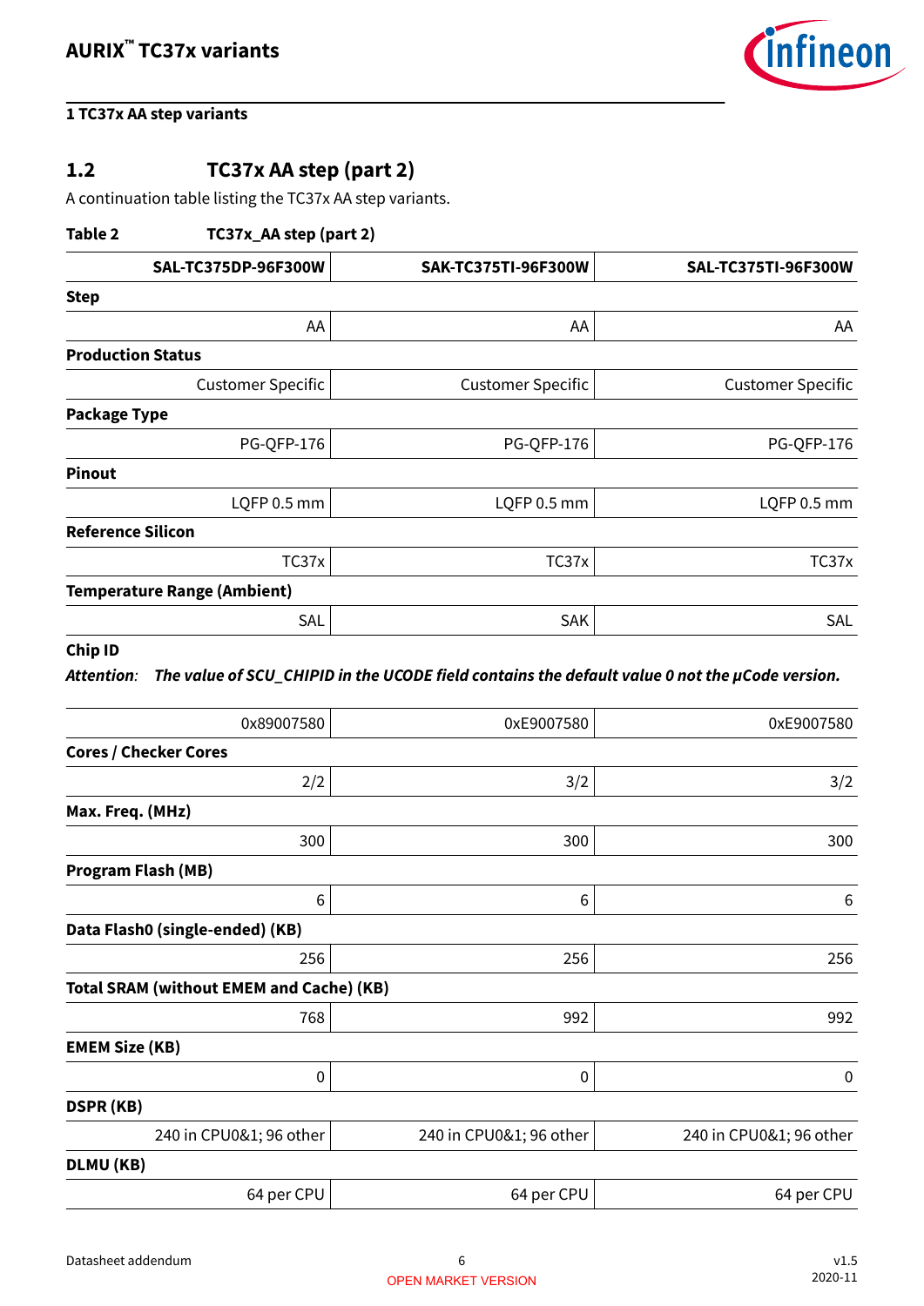## 1.2 TC37x AA step (part 2)

A continuation table listing the TC37x AA step variants.

**Table 2 TC37x_AA step (part 2)**

| SAL-TC375DP-96F300W | SAK-TC375TI-96F300W | SAL-TC375TI-96F300W |
|---|---|---|
| **Step** | | |
| AA | AA | AA |
| **Production Status** | | |
| Customer Specific | Customer Specific | Customer Specific |
| **Package Type** | | |
| PG-QFP-176 | PG-QFP-176 | PG-QFP-176 |
| **Pinout** | | |
| LQFP 0.5 mm | LQFP 0.5 mm | LQFP 0.5 mm |
| **Reference Silicon** | | |
| TC37x | TC37x | TC37x |
| **Temperature Range (Ambient)** | | |
| SAL | SAK | SAL |
| **Chip ID** *Attention: The value of SCU_CHIPID in the UCODE field contains the default value 0 not the µCode version.* | | |
| 0x89007580 | 0xE9007580 | 0xE9007580 |
| **Cores / Checker Cores** | | |
| 2/2 | 3/2 | 3/2 |
| **Max. Freq. (MHz)** | | |
| 300 | 300 | 300 |
| **Program Flash (MB)** | | |
| 6 | 6 | 6 |
| **Data Flash0 (single-ended) (KB)** | | |
| 256 | 256 | 256 |
| **Total SRAM (without EMEM and Cache) (KB)** | | |
| 768 | 992 | 992 |
| **EMEM Size (KB)** | | |
| 0 | 0 | 0 |
| **DSPR (KB)** | | |
| 240 in CPU0&1; 96 other | 240 in CPU0&1; 96 other | 240 in CPU0&1; 96 other |
| **DLMU (KB)** | | |
| 64 per CPU | 64 per CPU | 64 per CPU |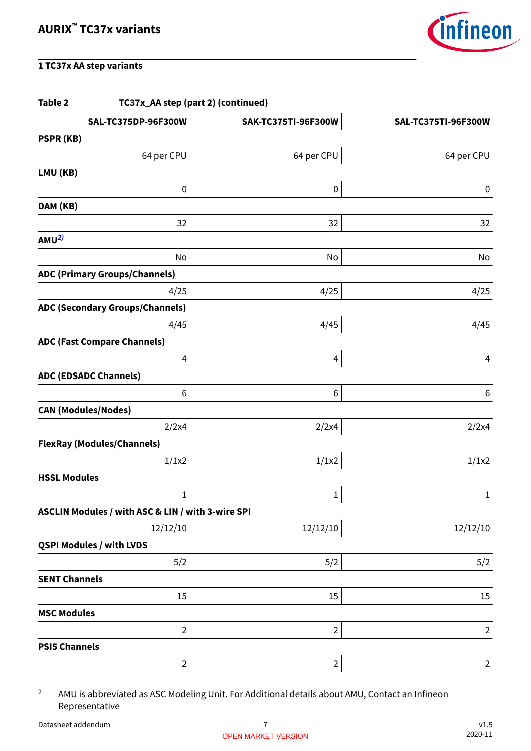### 1 TC37x AA step variants

**Table 2 TC37x_AA step (part 2) (continued)**

| SAL-TC375DP-96F300W | SAK-TC375TI-96F300W | SAL-TC375TI-96F300W |
|---|---|---|
| **PSPR (KB)** | | |
| 64 per CPU | 64 per CPU | 64 per CPU |
| **LMU (KB)** | | |
| 0 | 0 | 0 |
| **DAM (KB)** | | |
| 32 | 32 | 32 |
| **AMU**[2] | | |
| No | No | No |
| **ADC (Primary Groups/Channels)** | | |
| 4/25 | 4/25 | 4/25 |
| **ADC (Secondary Groups/Channels)** | | |
| 4/45 | 4/45 | 4/45 |
| **ADC (Fast Compare Channels)** | | |
| 4 | 4 | 4 |
| **ADC (EDSADC Channels)** | | |
| 6 | 6 | 6 |
| **CAN (Modules/Nodes)** | | |
| 2/2x4 | 2/2x4 | 2/2x4 |
| **FlexRay (Modules/Channels)** | | |
| 1/1x2 | 1/1x2 | 1/1x2 |
| **HSSL Modules** | | |
| 1 | 1 | 1 |
| **ASCLIN Modules / with ASC & LIN / with 3-wire SPI** | | |
| 12/12/10 | 12/12/10 | 12/12/10 |
| **QSPI Modules / with LVDS** | | |
| 5/2 | 5/2 | 5/2 |
| **SENT Channels** | | |
| 15 | 15 | 15 |
| **MSC Modules** | | |
| 2 | 2 | 2 |
| **PSI5 Channels** | | |
| 2 | 2 | 2 |

[2] AMU is abbreviated as ASC Modeling Unit. For Additional details about AMU, Contact an Infineon Representative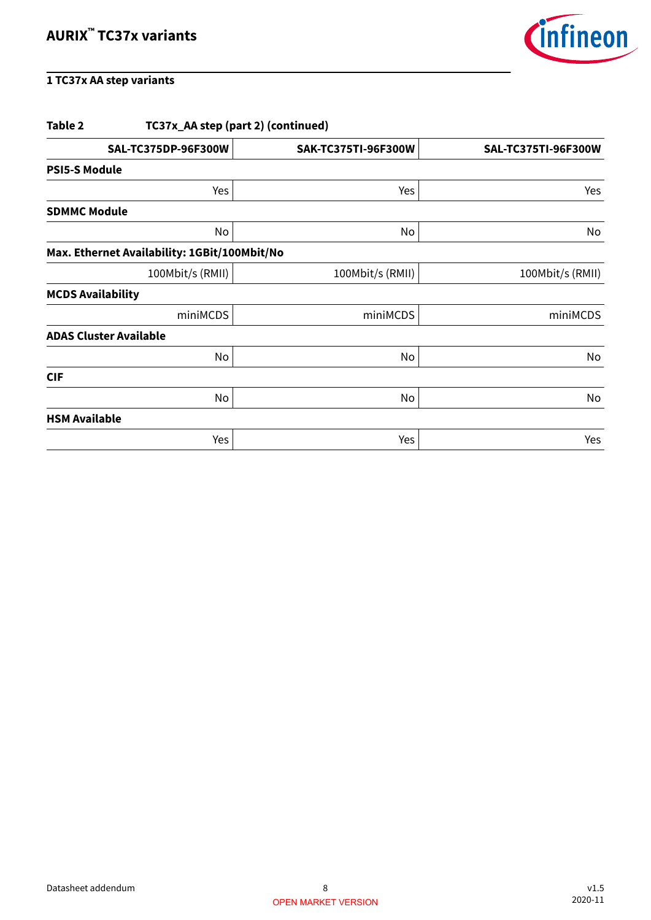## 1 TC37x AA step variants

**Table 2 TC37x_AA step (part 2) (continued)**

| SAL-TC375DP-96F300W | SAK-TC375TI-96F300W | SAL-TC375TI-96F300W |
|---|---|---|
| **PSI5-S Module** | | |
| Yes | Yes | Yes |
| **SDMMC Module** | | |
| No | No | No |
| **Max. Ethernet Availability: 1GBit/100Mbit/No** | | |
| 100Mbit/s (RMII) | 100Mbit/s (RMII) | 100Mbit/s (RMII) |
| **MCDS Availability** | | |
| miniMCDS | miniMCDS | miniMCDS |
| **ADAS Cluster Available** | | |
| No | No | No |
| **CIF** | | |
| No | No | No |
| **HSM Available** | | |
| Yes | Yes | Yes |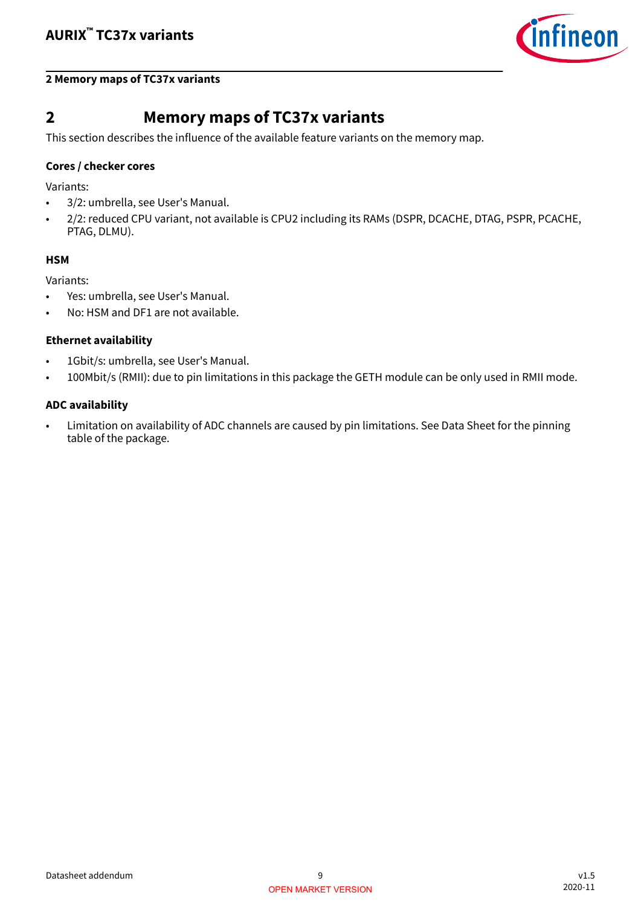# 2 Memory maps of TC37x variants

This section describes the influence of the available feature variants on the memory map.

### Cores / checker cores

Variants:

- 3/2: umbrella, see User's Manual.
- 2/2: reduced CPU variant, not available is CPU2 including its RAMs (DSPR, DCACHE, DTAG, PSPR, PCACHE, PTAG, DLMU).

### HSM

Variants:

- Yes: umbrella, see User's Manual.
- No: HSM and DF1 are not available.

### Ethernet availability

- 1Gbit/s: umbrella, see User's Manual.
- 100Mbit/s (RMII): due to pin limitations in this package the GETH module can be only used in RMII mode.

### ADC availability

- Limitation on availability of ADC channels are caused by pin limitations. See Data Sheet for the pinning table of the package.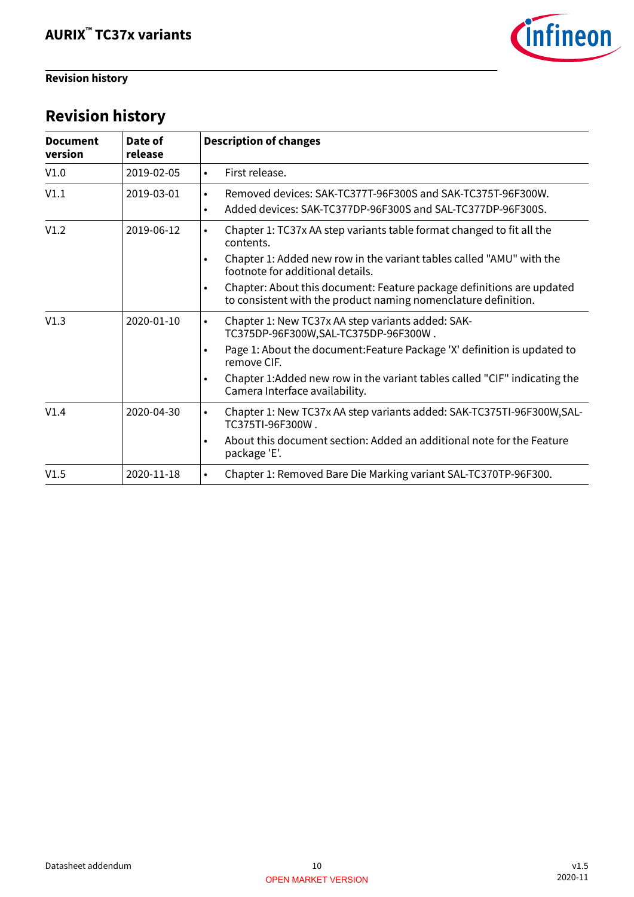# Revision history

| Document version | Date of release | Description of changes |
|---|---|---|
| V1.0 | 2019-02-05 | • First release. |
| V1.1 | 2019-03-01 | • Removed devices: SAK-TC377T-96F300S and SAK-TC375T-96F300W.<br>• Added devices: SAK-TC377DP-96F300S and SAL-TC377DP-96F300S. |
| V1.2 | 2019-06-12 | • Chapter 1: TC37x AA step variants table format changed to fit all the contents.<br>• Chapter 1: Added new row in the variant tables called "AMU" with the footnote for additional details.<br>• Chapter: About this document: Feature package definitions are updated to consistent with the product naming nomenclature definition. |
| V1.3 | 2020-01-10 | • Chapter 1: New TC37x AA step variants added: SAK-TC375DP-96F300W,SAL-TC375DP-96F300W .<br>• Page 1: About the document:Feature Package 'X' definition is updated to remove CIF.<br>• Chapter 1:Added new row in the variant tables called "CIF" indicating the Camera Interface availability. |
| V1.4 | 2020-04-30 | • Chapter 1: New TC37x AA step variants added: SAK-TC375TI-96F300W,SAL-TC375TI-96F300W .<br>• About this document section: Added an additional note for the Feature package 'E'. |
| V1.5 | 2020-11-18 | • Chapter 1: Removed Bare Die Marking variant SAL-TC370TP-96F300. |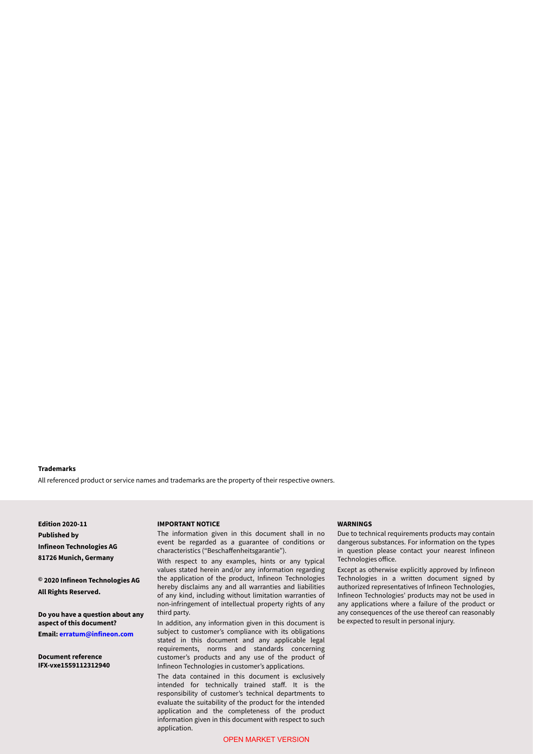**Trademarks**

All referenced product or service names and trademarks are the property of their respective owners.

**Edition 2020-11**

**Published by**

**Infineon Technologies AG**

**81726 Munich, Germany**

**© 2020 Infineon Technologies AG**

**All Rights Reserved.**

**Do you have a question about any aspect of this document?**

**Email: erratum@infineon.com**

**Document reference**
**IFX-vxe1559112312940**

**IMPORTANT NOTICE**

The information given in this document shall in no event be regarded as a guarantee of conditions or characteristics ("Beschaffenheitsgarantie").

With respect to any examples, hints or any typical values stated herein and/or any information regarding the application of the product, Infineon Technologies hereby disclaims any and all warranties and liabilities of any kind, including without limitation warranties of non-infringement of intellectual property rights of any third party.

In addition, any information given in this document is subject to customer's compliance with its obligations stated in this document and any applicable legal requirements, norms and standards concerning customer's products and any use of the product of Infineon Technologies in customer's applications.

The data contained in this document is exclusively intended for technically trained staff. It is the responsibility of customer's technical departments to evaluate the suitability of the product for the intended application and the completeness of the product information given in this document with respect to such application.

**WARNINGS**

Due to technical requirements products may contain dangerous substances. For information on the types in question please contact your nearest Infineon Technologies office.

Except as otherwise explicitly approved by Infineon Technologies in a written document signed by authorized representatives of Infineon Technologies, Infineon Technologies' products may not be used in any applications where a failure of the product or any consequences of the use thereof can reasonably be expected to result in personal injury.

OPEN MARKET VERSION